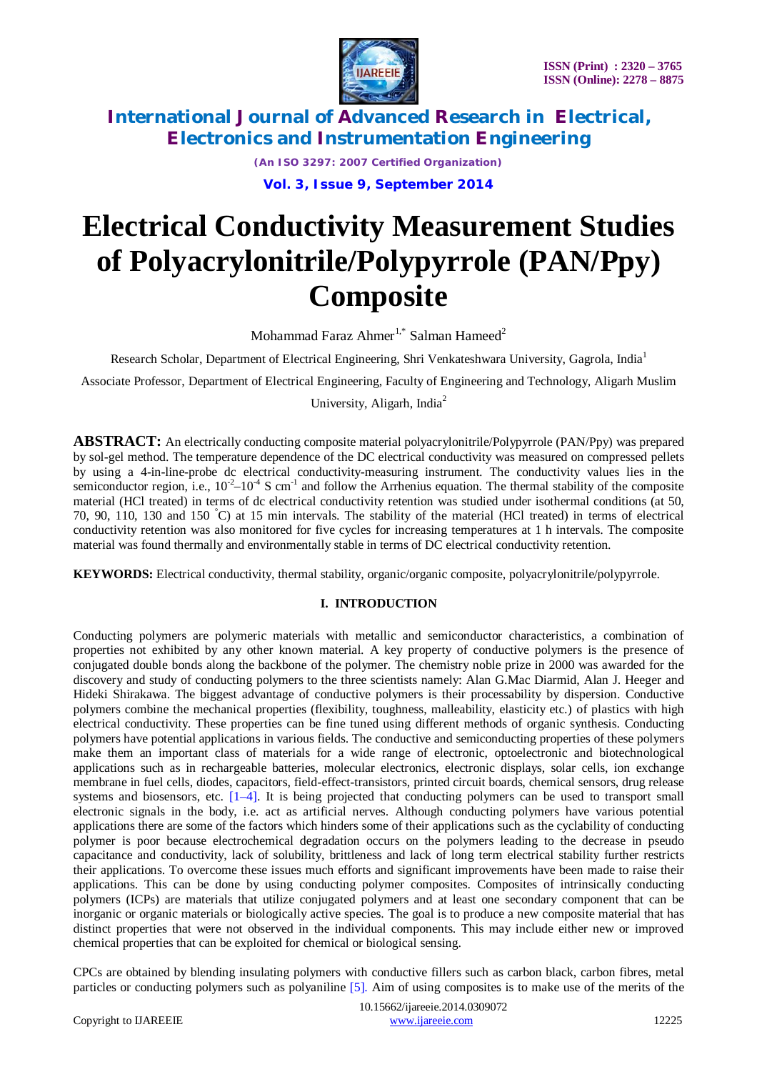# Electrical Conductivity Measurement Studies of Polyacrylonitrile/Polypyrrole (PAN/Ppy) Composite

Mohammad Faraz Ahmer[1,*] Salman Hameed[2]

Research Scholar, Department of Electrical Engineering, Shri Venkateshwara University, Gagrola, India[1]

Associate Professor, Department of Electrical Engineering, Faculty of Engineering and Technology, Aligarh Muslim University, Aligarh, India[2]

**ABSTRACT:** An electrically conducting composite material polyacrylonitrile/Polypyrrole (PAN/Ppy) was prepared by sol-gel method. The temperature dependence of the DC electrical conductivity was measured on compressed pellets by using a 4-in-line-probe dc electrical conductivity-measuring instrument. The conductivity values lies in the semiconductor region, i.e., $10^{-2}$–$10^{-4}$ S $cm^{-1}$ and follow the Arrhenius equation. The thermal stability of the composite material (HCl treated) in terms of dc electrical conductivity retention was studied under isothermal conditions (at 50, 70, 90, 110, 130 and 150 °C) at 15 min intervals. The stability of the material (HCl treated) in terms of electrical conductivity retention was also monitored for five cycles for increasing temperatures at 1 h intervals. The composite material was found thermally and environmentally stable in terms of DC electrical conductivity retention.

**KEYWORDS:** Electrical conductivity, thermal stability, organic/organic composite, polyacrylonitrile/polypyrrole.

## I. INTRODUCTION

Conducting polymers are polymeric materials with metallic and semiconductor characteristics, a combination of properties not exhibited by any other known material. A key property of conductive polymers is the presence of conjugated double bonds along the backbone of the polymer. The chemistry noble prize in 2000 was awarded for the discovery and study of conducting polymers to the three scientists namely: Alan G.Mac Diarmid, Alan J. Heeger and Hideki Shirakawa. The biggest advantage of conductive polymers is their processability by dispersion. Conductive polymers combine the mechanical properties (flexibility, toughness, malleability, elasticity etc.) of plastics with high electrical conductivity. These properties can be fine tuned using different methods of organic synthesis. Conducting polymers have potential applications in various fields. The conductive and semiconducting properties of these polymers make them an important class of materials for a wide range of electronic, optoelectronic and biotechnological applications such as in rechargeable batteries, molecular electronics, electronic displays, solar cells, ion exchange membrane in fuel cells, diodes, capacitors, field-effect-transistors, printed circuit boards, chemical sensors, drug release systems and biosensors, etc. [1–4]. It is being projected that conducting polymers can be used to transport small electronic signals in the body, i.e. act as artificial nerves. Although conducting polymers have various potential applications there are some of the factors which hinders some of their applications such as the cyclability of conducting polymer is poor because electrochemical degradation occurs on the polymers leading to the decrease in pseudo capacitance and conductivity, lack of solubility, brittleness and lack of long term electrical stability further restricts their applications. To overcome these issues much efforts and significant improvements have been made to raise their applications. This can be done by using conducting polymer composites. Composites of intrinsically conducting polymers (ICPs) are materials that utilize conjugated polymers and at least one secondary component that can be inorganic or organic materials or biologically active species. The goal is to produce a new composite material that has distinct properties that were not observed in the individual components. This may include either new or improved chemical properties that can be exploited for chemical or biological sensing.

CPCs are obtained by blending insulating polymers with conductive fillers such as carbon black, carbon fibres, metal particles or conducting polymers such as polyaniline [5]. Aim of using composites is to make use of the merits of the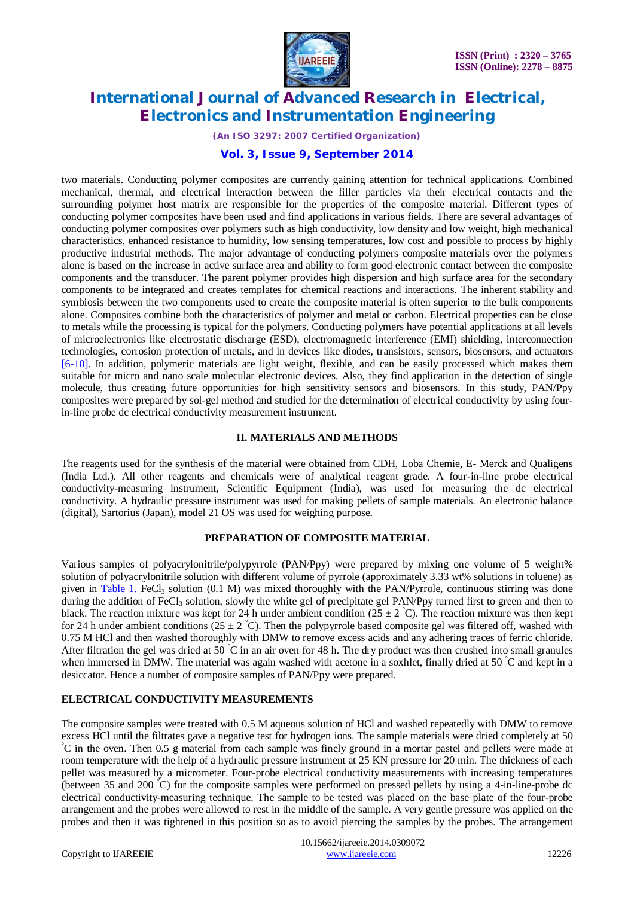two materials. Conducting polymer composites are currently gaining attention for technical applications. Combined mechanical, thermal, and electrical interaction between the filler particles via their electrical contacts and the surrounding polymer host matrix are responsible for the properties of the composite material. Different types of conducting polymer composites have been used and find applications in various fields. There are several advantages of conducting polymer composites over polymers such as high conductivity, low density and low weight, high mechanical characteristics, enhanced resistance to humidity, low sensing temperatures, low cost and possible to process by highly productive industrial methods. The major advantage of conducting polymers composite materials over the polymers alone is based on the increase in active surface area and ability to form good electronic contact between the composite components and the transducer. The parent polymer provides high dispersion and high surface area for the secondary components to be integrated and creates templates for chemical reactions and interactions. The inherent stability and symbiosis between the two components used to create the composite material is often superior to the bulk components alone. Composites combine both the characteristics of polymer and metal or carbon. Electrical properties can be close to metals while the processing is typical for the polymers. Conducting polymers have potential applications at all levels of microelectronics like electrostatic discharge (ESD), electromagnetic interference (EMI) shielding, interconnection technologies, corrosion protection of metals, and in devices like diodes, transistors, sensors, biosensors, and actuators [6-10]. In addition, polymeric materials are light weight, flexible, and can be easily processed which makes them suitable for micro and nano scale molecular electronic devices. Also, they find application in the detection of single molecule, thus creating future opportunities for high sensitivity sensors and biosensors. In this study, PAN/Ppy composites were prepared by sol-gel method and studied for the determination of electrical conductivity by using four-in-line probe dc electrical conductivity measurement instrument.

## II. MATERIALS AND METHODS

The reagents used for the synthesis of the material were obtained from CDH, Loba Chemie, E- Merck and Qualigens (India Ltd.). All other reagents and chemicals were of analytical reagent grade. A four-in-line probe electrical conductivity-measuring instrument, Scientific Equipment (India), was used for measuring the dc electrical conductivity. A hydraulic pressure instrument was used for making pellets of sample materials. An electronic balance (digital), Sartorius (Japan), model 21 OS was used for weighing purpose.

## PREPARATION OF COMPOSITE MATERIAL

Various samples of polyacrylonitrile/polypyrrole (PAN/Ppy) were prepared by mixing one volume of 5 weight% solution of polyacrylonitrile solution with different volume of pyrrole (approximately 3.33 wt% solutions in toluene) as given in Table 1. $FeCl_3$ solution (0.1 M) was mixed thoroughly with the PAN/Pyrrole, continuous stirring was done during the addition of $FeCl_3$ solution, slowly the white gel of precipitate gel PAN/Ppy turned first to green and then to black. The reaction mixture was kept for 24 h under ambient condition ($25 \pm 2$ °C). The reaction mixture was then kept for 24 h under ambient conditions ($25 \pm 2$ °C). Then the polypyrrole based composite gel was filtered off, washed with 0.75 M HCl and then washed thoroughly with DMW to remove excess acids and any adhering traces of ferric chloride. After filtration the gel was dried at 50 °C in an air oven for 48 h. The dry product was then crushed into small granules when immersed in DMW. The material was again washed with acetone in a soxhlet, finally dried at 50 °C and kept in a desiccator. Hence a number of composite samples of PAN/Ppy were prepared.

## ELECTRICAL CONDUCTIVITY MEASUREMENTS

The composite samples were treated with 0.5 M aqueous solution of HCl and washed repeatedly with DMW to remove excess HCl until the filtrates gave a negative test for hydrogen ions. The sample materials were dried completely at 50 °C in the oven. Then 0.5 g material from each sample was finely ground in a mortar pastel and pellets were made at room temperature with the help of a hydraulic pressure instrument at 25 KN pressure for 20 min. The thickness of each pellet was measured by a micrometer. Four-probe electrical conductivity measurements with increasing temperatures (between 35 and 200 °C) for the composite samples were performed on pressed pellets by using a 4-in-line-probe dc electrical conductivity-measuring technique. The sample to be tested was placed on the base plate of the four-probe arrangement and the probes were allowed to rest in the middle of the sample. A very gentle pressure was applied on the probes and then it was tightened in this position so as to avoid piercing the samples by the probes. The arrangement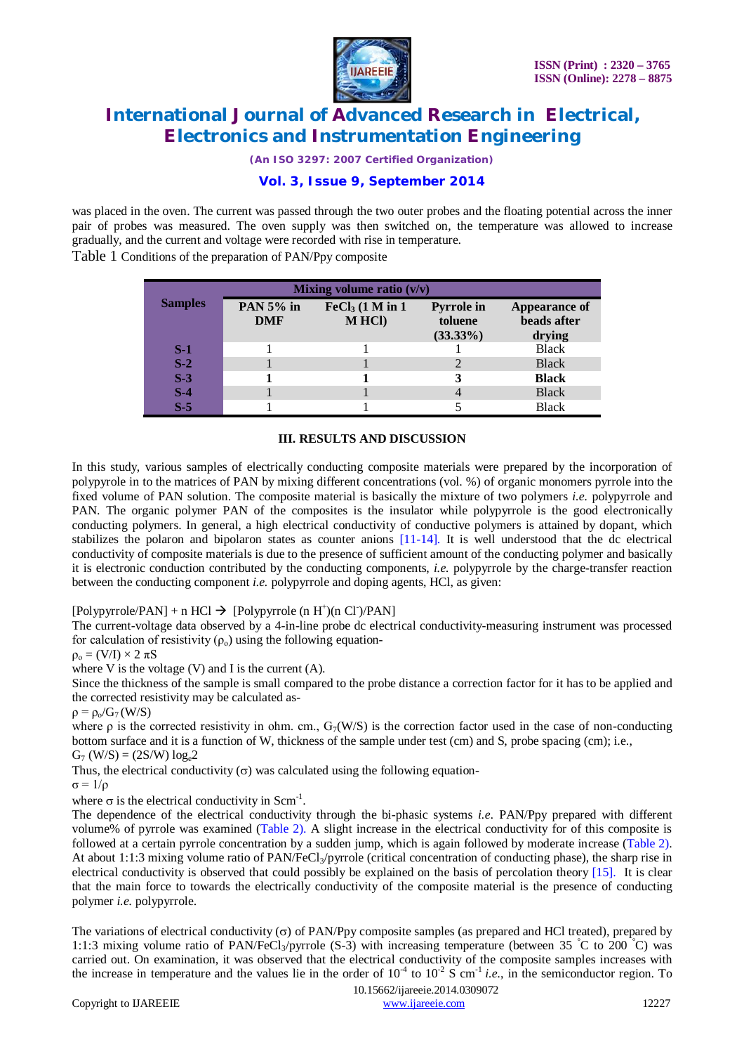was placed in the oven. The current was passed through the two outer probes and the floating potential across the inner pair of probes was measured. The oven supply was then switched on, the temperature was allowed to increase gradually, and the current and voltage were recorded with rise in temperature.

Table 1 Conditions of the preparation of PAN/Ppy composite

| Samples | Mixing volume ratio (v/v) | | | |
|---|---|---|---|---|
| | PAN 5% in DMF | $FeCl_3$ (1 M in 1 M HCl) | Pyrrole in toluene (33.33%) | Appearance of beads after drying |
| **S-1** | 1 | 1 | 1 | Black |
| **S-2** | 1 | 1 | 2 | Black |
| **S-3** | **1** | **1** | **3** | **Black** |
| **S-4** | 1 | 1 | 4 | Black |
| **S-5** | 1 | 1 | 5 | Black |

## III. RESULTS AND DISCUSSION

In this study, various samples of electrically conducting composite materials were prepared by the incorporation of polypyrole in to the matrices of PAN by mixing different concentrations (vol. %) of organic monomers pyrrole into the fixed volume of PAN solution. The composite material is basically the mixture of two polymers *i.e.* polypyrrole and PAN. The organic polymer PAN of the composites is the insulator while polypyrrole is the good electronically conducting polymers. In general, a high electrical conductivity of conductive polymers is attained by dopant, which stabilizes the polaron and bipolaron states as counter anions [11-14]. It is well understood that the dc electrical conductivity of composite materials is due to the presence of sufficient amount of the conducting polymer and basically it is electronic conduction contributed by the conducting components, *i.e.* polypyrrole by the charge-transfer reaction between the conducting component *i.e.* polypyrrole and doping agents, HCl, as given:

[Polypyrrole/PAN] + n HCl → [Polypyrrole (n $H^+$)(n $Cl^-$)/PAN]

The current-voltage data observed by a 4-in-line probe dc electrical conductivity-measuring instrument was processed for calculation of resistivity ($\rho_o$) using the following equation-

$$\rho_o = (V/I) \times 2\,\pi S$$

where V is the voltage (V) and I is the current (A).

Since the thickness of the sample is small compared to the probe distance a correction factor for it has to be applied and the corrected resistivity may be calculated as-

$$\rho = \rho_o / G_7\,(W/S)$$

where $\rho$ is the corrected resistivity in ohm. cm., $G_7(W/S)$ is the correction factor used in the case of non-conducting bottom surface and it is a function of W, thickness of the sample under test (cm) and S, probe spacing (cm); i.e.,

$$G_7\,(W/S) = (2S/W)\,\log_e 2$$

Thus, the electrical conductivity ($\sigma$) was calculated using the following equation-

$$\sigma = 1/\rho$$

where $\sigma$ is the electrical conductivity in $Scm^{-1}$.

The dependence of the electrical conductivity through the bi-phasic systems *i.e.* PAN/Ppy prepared with different volume% of pyrrole was examined (Table 2). A slight increase in the electrical conductivity for of this composite is followed at a certain pyrrole concentration by a sudden jump, which is again followed by moderate increase (Table 2). At about 1:1:3 mixing volume ratio of PAN/$FeCl_3$/pyrrole (critical concentration of conducting phase), the sharp rise in electrical conductivity is observed that could possibly be explained on the basis of percolation theory [15]. It is clear that the main force to towards the electrically conductivity of the composite material is the presence of conducting polymer *i.e.* polypyrrole.

The variations of electrical conductivity ($\sigma$) of PAN/Ppy composite samples (as prepared and HCl treated), prepared by 1:1:3 mixing volume ratio of PAN/$FeCl_3$/pyrrole (S-3) with increasing temperature (between 35 °C to 200 °C) was carried out. On examination, it was observed that the electrical conductivity of the composite samples increases with the increase in temperature and the values lie in the order of $10^{-4}$ to $10^{-2}$ S $cm^{-1}$ *i.e.*, in the semiconductor region. To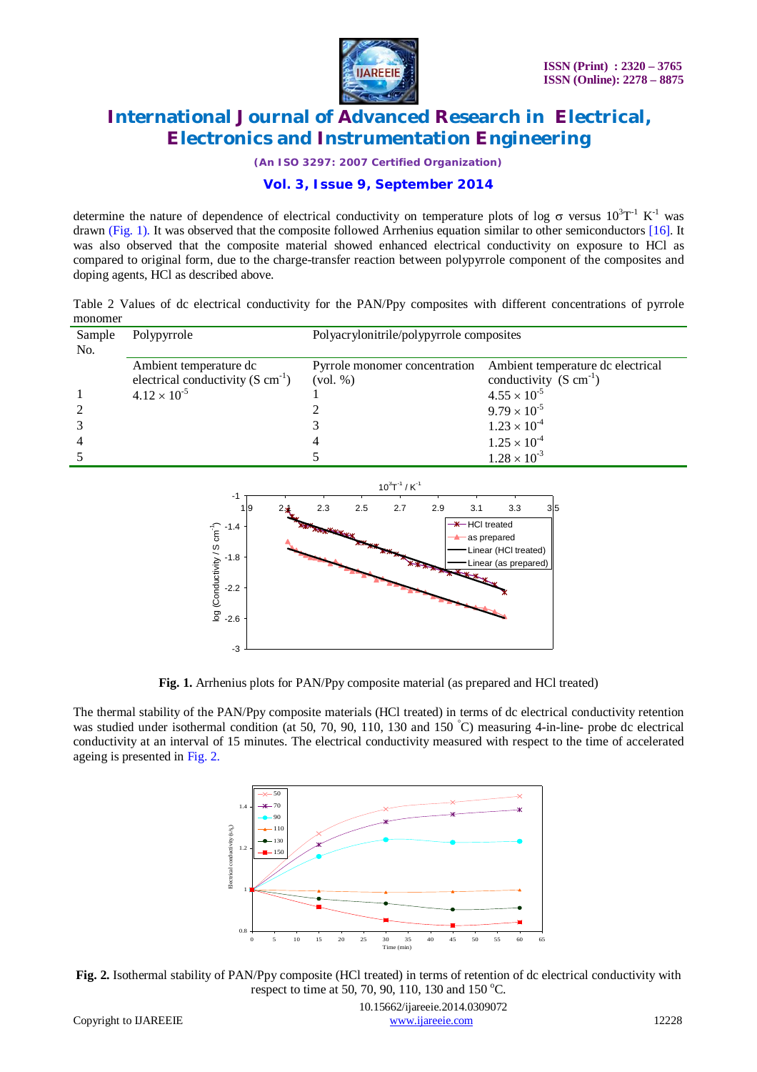determine the nature of dependence of electrical conductivity on temperature plots of log σ versus $10^3T^{-1}$ $K^{-1}$ was drawn (Fig. 1). It was observed that the composite followed Arrhenius equation similar to other semiconductors [16]. It was also observed that the composite material showed enhanced electrical conductivity on exposure to HCl as compared to original form, due to the charge-transfer reaction between polypyrrole component of the composites and doping agents, HCl as described above.

Table 2 Values of dc electrical conductivity for the PAN/Ppy composites with different concentrations of pyrrole monomer

| Sample No. | Polypyrrole | Polyacrylonitrile/polypyrrole composites | |
|---|---|---|---|
| | Ambient temperature dc electrical conductivity (S $cm^{-1}$) | Pyrrole monomer concentration (vol. %) | Ambient temperature dc electrical conductivity (S $cm^{-1}$) |
| 1 | $4.12 \times 10^{-5}$ | 1 | $4.55 \times 10^{-5}$ |
| 2 | | 2 | $9.79 \times 10^{-5}$ |
| 3 | | 3 | $1.23 \times 10^{-4}$ |
| 4 | | 4 | $1.25 \times 10^{-4}$ |
| 5 | | 5 | $1.28 \times 10^{-3}$ |

**Fig. 1.** Arrhenius plots for PAN/Ppy composite material (as prepared and HCl treated)

The thermal stability of the PAN/Ppy composite materials (HCl treated) in terms of dc electrical conductivity retention was studied under isothermal condition (at 50, 70, 90, 110, 130 and 150 °C) measuring 4-in-line- probe dc electrical conductivity at an interval of 15 minutes. The electrical conductivity measured with respect to the time of accelerated ageing is presented in Fig. 2.

**Fig. 2.** Isothermal stability of PAN/Ppy composite (HCl treated) in terms of retention of dc electrical conductivity with respect to time at 50, 70, 90, 110, 130 and 150 °C.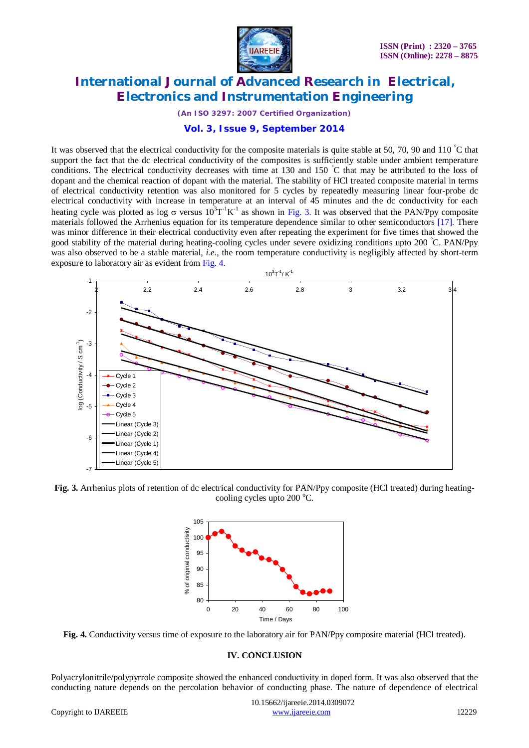It was observed that the electrical conductivity for the composite materials is quite stable at 50, 70, 90 and 110 °C that support the fact that the dc electrical conductivity of the composites is sufficiently stable under ambient temperature conditions. The electrical conductivity decreases with time at 130 and 150 °C that may be attributed to the loss of dopant and the chemical reaction of dopant with the material. The stability of HCl treated composite material in terms of electrical conductivity retention was also monitored for 5 cycles by repeatedly measuring linear four-probe dc electrical conductivity with increase in temperature at an interval of 45 minutes and the dc conductivity for each heating cycle was plotted as log σ versus $10^3T^{-1}K^{-1}$ as shown in Fig. 3. It was observed that the PAN/Ppy composite materials followed the Arrhenius equation for its temperature dependence similar to other semiconductors [17]. There was minor difference in their electrical conductivity even after repeating the experiment for five times that showed the good stability of the material during heating-cooling cycles under severe oxidizing conditions upto 200 °C. PAN/Ppy was also observed to be a stable material, *i.e.*, the room temperature conductivity is negligibly affected by short-term exposure to laboratory air as evident from Fig. 4.

**Fig. 3.** Arrhenius plots of retention of dc electrical conductivity for PAN/Ppy composite (HCl treated) during heating-cooling cycles upto 200 °C.

**Fig. 4.** Conductivity versus time of exposure to the laboratory air for PAN/Ppy composite material (HCl treated).

## IV. CONCLUSION

Polyacrylonitrile/polypyrrole composite showed the enhanced conductivity in doped form. It was also observed that the conducting nature depends on the percolation behavior of conducting phase. The nature of dependence of electrical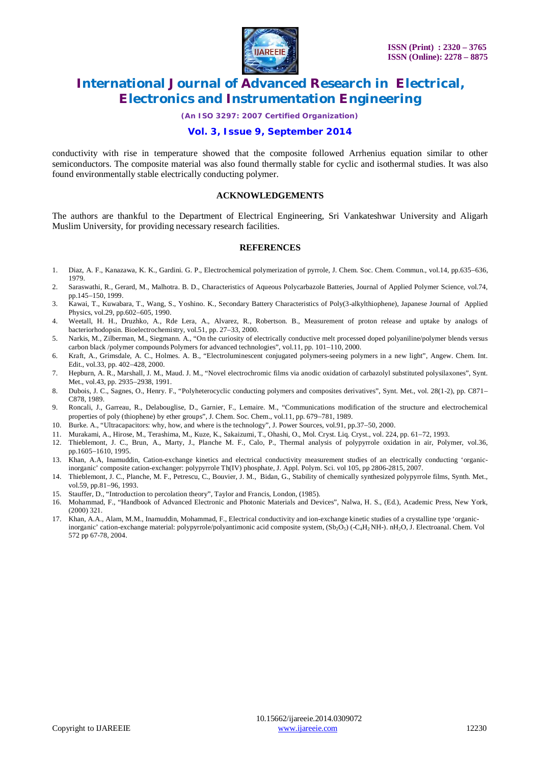conductivity with rise in temperature showed that the composite followed Arrhenius equation similar to other semiconductors. The composite material was also found thermally stable for cyclic and isothermal studies. It was also found environmentally stable electrically conducting polymer.

## ACKNOWLEDGEMENTS

The authors are thankful to the Department of Electrical Engineering, Sri Vankateshwar University and Aligarh Muslim University, for providing necessary research facilities.

## REFERENCES

1. Diaz, A. F., Kanazawa, K. K., Gardini. G. P., Electrochemical polymerization of pyrrole, J. Chem. Soc. Chem. Commun., vol.14, pp.635–636, 1979.
2. Saraswathi, R., Gerard, M., Malhotra. B. D., Characteristics of Aqueous Polycarbazole Batteries, Journal of Applied Polymer Science, vol.74, pp.145–150, 1999.
3. Kawai, T., Kuwabara, T., Wang, S., Yoshino. K., Secondary Battery Characteristics of Poly(3-alkylthiophene), Japanese Journal of Applied Physics, vol.29, pp.602–605, 1990.
4. Weetall, H. H., Druzhko, A., Rde Lera, A., Alvarez, R., Robertson. B., Measurement of proton release and uptake by analogs of bacteriorhodopsin. Bioelectrochemistry, vol.51, pp. 27–33, 2000.
5. Narkis, M., Zilberman, M., Siegmann. A., "On the curiosity of electrically conductive melt processed doped polyaniline/polymer blends versus carbon black /polymer compounds Polymers for advanced technologies", vol.11, pp. 101–110, 2000.
6. Kraft, A., Grimsdale, A. C., Holmes. A. B., "Electroluminescent conjugated polymers-seeing polymers in a new light", Angew. Chem. Int. Edit., vol.33, pp. 402–428, 2000.
7. Hepburn, A. R., Marshall, J. M., Maud. J. M., "Novel electrochromic films via anodic oxidation of carbazolyl substituted polysilaxones", Synt. Met., vol.43, pp. 2935–2938, 1991.
8. Dubois, J. C., Sagnes, O., Henry. F., "Polyheterocyclic conducting polymers and composites derivatives", Synt. Met., vol. 28(1-2), pp. C871–C878, 1989.
9. Roncali, J., Garreau, R., Delabouglise, D., Garnier, F., Lemaire. M., "Communications modification of the structure and electrochemical properties of poly (thiophene) by ether groups", J. Chem. Soc. Chem., vol.11, pp. 679–781, 1989.
10. Burke. A., "Ultracapacitors: why, how, and where is the technology", J. Power Sources, vol.91, pp.37–50, 2000.
11. Murakami, A., Hirose, M., Terashima, M., Kuze, K., Sakaizumi, T., Ohashi, O., Mol. Cryst. Liq. Cryst., vol. 224, pp. 61–72, 1993.
12. Thieblemont, J. C., Brun, A., Marty, J., Planche M. F., Calo, P., Thermal analysis of polypyrrole oxidation in air, Polymer, vol.36, pp.1605–1610, 1995.
13. Khan, A.A, Inamuddin, Cation-exchange kinetics and electrical conductivity measurement studies of an electrically conducting 'organic-inorganic' composite cation-exchanger: polypyrrole Th(IV) phosphate, J. Appl. Polym. Sci. vol 105, pp 2806-2815, 2007.
14. Thieblemont, J. C., Planche, M. F., Petrescu, C., Bouvier, J. M., Bidan, G., Stability of chemically synthesized polypyrrole films, Synth. Met., vol.59, pp.81–96, 1993.
15. Stauffer, D., "Introduction to percolation theory", Taylor and Francis, London, (1985).
16. Mohammad, F., "Handbook of Advanced Electronic and Photonic Materials and Devices", Nalwa, H. S., (Ed.), Academic Press, New York, (2000) 321.
17. Khan, A.A., Alam, M.M., Inamuddin, Mohammad, F., Electrical conductivity and ion-exchange kinetic studies of a crystalline type 'organic-inorganic' cation-exchange material: polypyrrole/polyantimonic acid composite system, ($Sb_2O_5$) (-$C_4H_2$ NH-). n$H_2O$, J. Electroanal. Chem. Vol 572 pp 67-78, 2004.